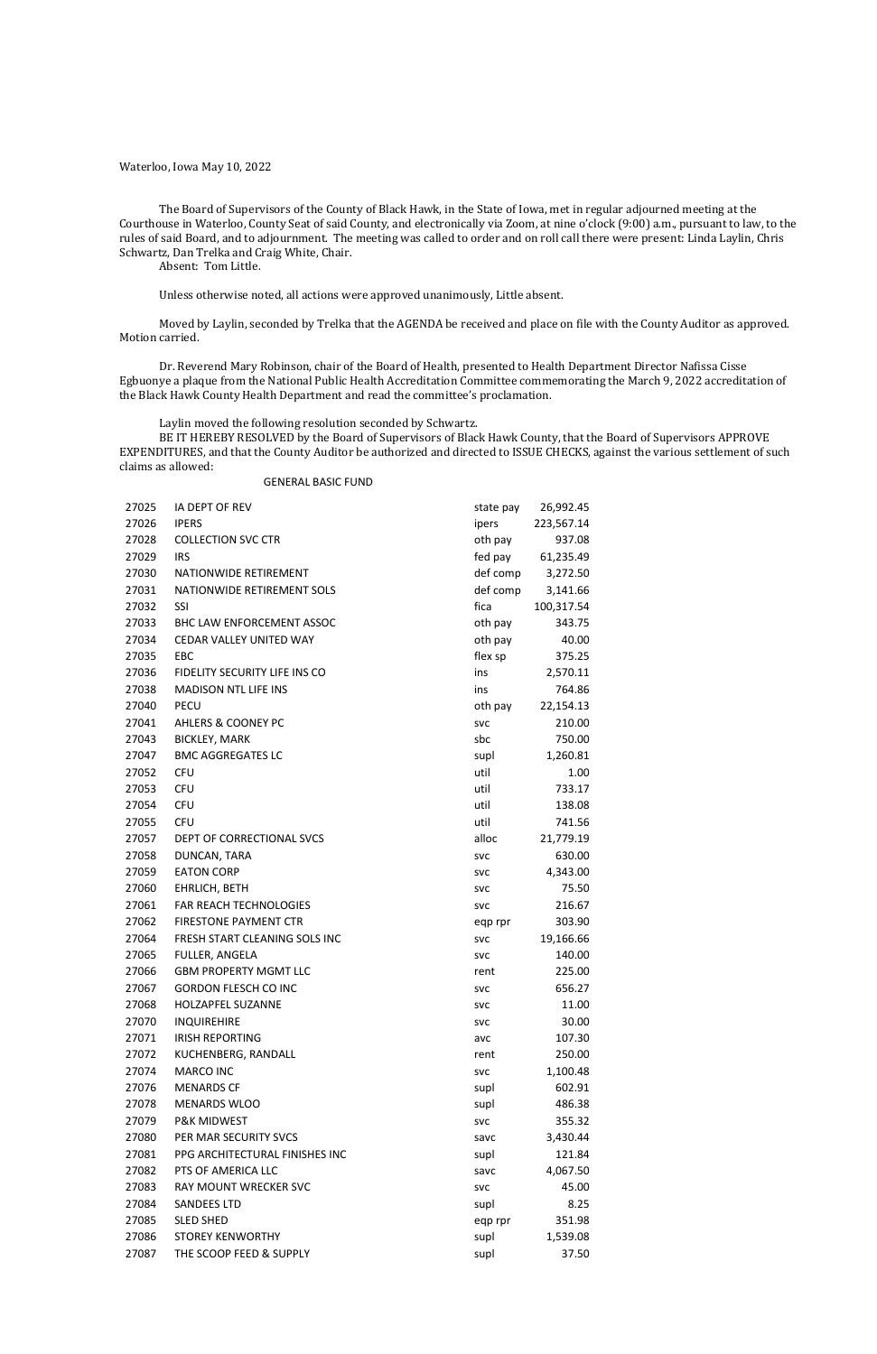Waterloo, Iowa May 10, 2022

The Board of Supervisors of the County of Black Hawk, in the State of Iowa, met in regular adjourned meeting at the Courthouse in Waterloo, County Seat of said County, and electronically via Zoom, at nine o'clock (9:00) a.m., pursuant to law, to the rules of said Board, and to adjournment. The meeting was called to order and on roll call there were present: Linda Laylin, Chris Schwartz, Dan Trelka and Craig White, Chair.

Absent: Tom Little.

Unless otherwise noted, all actions were approved unanimously, Little absent.

Moved by Laylin, seconded by Trelka that the AGENDA be received and place on file with the County Auditor as approved. Motion carried.

Dr. Reverend Mary Robinson, chair of the Board of Health, presented to Health Department Director Nafissa Cisse Egbuonye a plaque from the National Public Health Accreditation Committee commemorating the March 9, 2022 accreditation of the Black Hawk County Health Department and read the committee's proclamation.

Laylin moved the following resolution seconded by Schwartz.

BE IT HEREBY RESOLVED by the Board of Supervisors of Black Hawk County, that the Board of Supervisors APPROVE EXPENDITURES, and that the County Auditor be authorized and directed to ISSUE CHECKS, against the various settlement of such claims as allowed:

GENERAL BASIC FUND

| | | | |
|---|---|---|---|
| 27025 | IA DEPT OF REV | state pay | 26,992.45 |
| 27026 | IPERS | ipers | 223,567.14 |
| 27028 | COLLECTION SVC CTR | oth pay | 937.08 |
| 27029 | IRS | fed pay | 61,235.49 |
| 27030 | NATIONWIDE RETIREMENT | def comp | 3,272.50 |
| 27031 | NATIONWIDE RETIREMENT SOLS | def comp | 3,141.66 |
| 27032 | SSI | fica | 100,317.54 |
| 27033 | BHC LAW ENFORCEMENT ASSOC | oth pay | 343.75 |
| 27034 | CEDAR VALLEY UNITED WAY | oth pay | 40.00 |
| 27035 | EBC | flex sp | 375.25 |
| 27036 | FIDELITY SECURITY LIFE INS CO | ins | 2,570.11 |
| 27038 | MADISON NTL LIFE INS | ins | 764.86 |
| 27040 | PECU | oth pay | 22,154.13 |
| 27041 | AHLERS & COONEY PC | svc | 210.00 |
| 27043 | BICKLEY, MARK | sbc | 750.00 |
| 27047 | BMC AGGREGATES LC | supl | 1,260.81 |
| 27052 | CFU | util | 1.00 |
| 27053 | CFU | util | 733.17 |
| 27054 | CFU | util | 138.08 |
| 27055 | CFU | util | 741.56 |
| 27057 | DEPT OF CORRECTIONAL SVCS | alloc | 21,779.19 |
| 27058 | DUNCAN, TARA | svc | 630.00 |
| 27059 | EATON CORP | svc | 4,343.00 |
| 27060 | EHRLICH, BETH | svc | 75.50 |
| 27061 | FAR REACH TECHNOLOGIES | svc | 216.67 |
| 27062 | FIRESTONE PAYMENT CTR | eqp rpr | 303.90 |
| 27064 | FRESH START CLEANING SOLS INC | svc | 19,166.66 |
| 27065 | FULLER, ANGELA | svc | 140.00 |
| 27066 | GBM PROPERTY MGMT LLC | rent | 225.00 |
| 27067 | GORDON FLESCH CO INC | svc | 656.27 |
| 27068 | HOLZAPFEL SUZANNE | svc | 11.00 |
| 27070 | INQUIREHIRE | svc | 30.00 |
| 27071 | IRISH REPORTING | avc | 107.30 |
| 27072 | KUCHENBERG, RANDALL | rent | 250.00 |
| 27074 | MARCO INC | svc | 1,100.48 |
| 27076 | MENARDS CF | supl | 602.91 |
| 27078 | MENARDS WLOO | supl | 486.38 |
| 27079 | P&K MIDWEST | svc | 355.32 |
| 27080 | PER MAR SECURITY SVCS | savc | 3,430.44 |
| 27081 | PPG ARCHITECTURAL FINISHES INC | supl | 121.84 |
| 27082 | PTS OF AMERICA LLC | savc | 4,067.50 |
| 27083 | RAY MOUNT WRECKER SVC | svc | 45.00 |
| 27084 | SANDEES LTD | supl | 8.25 |
| 27085 | SLED SHED | eqp rpr | 351.98 |
| 27086 | STOREY KENWORTHY | supl | 1,539.08 |
| 27087 | THE SCOOP FEED & SUPPLY | supl | 37.50 |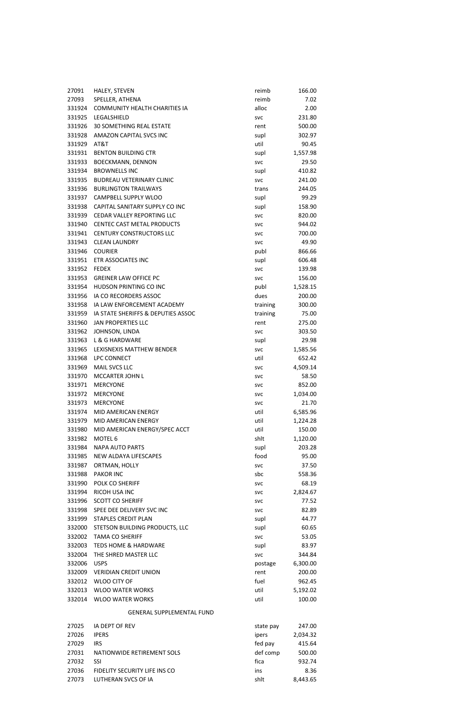| | | | |
|---|---|---|---|
| 27091 | HALEY, STEVEN | reimb | 166.00 |
| 27093 | SPELLER, ATHENA | reimb | 7.02 |
| 331924 | COMMUNITY HEALTH CHARITIES IA | alloc | 2.00 |
| 331925 | LEGALSHIELD | svc | 231.80 |
| 331926 | 30 SOMETHING REAL ESTATE | rent | 500.00 |
| 331928 | AMAZON CAPITAL SVCS INC | supl | 302.97 |
| 331929 | AT&T | util | 90.45 |
| 331931 | BENTON BUILDING CTR | supl | 1,557.98 |
| 331933 | BOECKMANN, DENNON | svc | 29.50 |
| 331934 | BROWNELLS INC | supl | 410.82 |
| 331935 | BUDREAU VETERINARY CLINIC | svc | 241.00 |
| 331936 | BURLINGTON TRAILWAYS | trans | 244.05 |
| 331937 | CAMPBELL SUPPLY WLOO | supl | 99.29 |
| 331938 | CAPITAL SANITARY SUPPLY CO INC | supl | 158.90 |
| 331939 | CEDAR VALLEY REPORTING LLC | svc | 820.00 |
| 331940 | CENTEC CAST METAL PRODUCTS | svc | 944.02 |
| 331941 | CENTURY CONSTRUCTORS LLC | svc | 700.00 |
| 331943 | CLEAN LAUNDRY | svc | 49.90 |
| 331946 | COURIER | publ | 866.66 |
| 331951 | ETR ASSOCIATES INC | supl | 606.48 |
| 331952 | FEDEX | svc | 139.98 |
| 331953 | GREINER LAW OFFICE PC | svc | 156.00 |
| 331954 | HUDSON PRINTING CO INC | publ | 1,528.15 |
| 331956 | IA CO RECORDERS ASSOC | dues | 200.00 |
| 331958 | IA LAW ENFORCEMENT ACADEMY | training | 300.00 |
| 331959 | IA STATE SHERIFFS & DEPUTIES ASSOC | training | 75.00 |
| 331960 | JAN PROPERTIES LLC | rent | 275.00 |
| 331962 | JOHNSON, LINDA | svc | 303.50 |
| 331963 | L & G HARDWARE | supl | 29.98 |
| 331965 | LEXISNEXIS MATTHEW BENDER | svc | 1,585.56 |
| 331968 | LPC CONNECT | util | 652.42 |
| 331969 | MAIL SVCS LLC | svc | 4,509.14 |
| 331970 | MCCARTER JOHN L | svc | 58.50 |
| 331971 | MERCYONE | svc | 852.00 |
| 331972 | MERCYONE | svc | 1,034.00 |
| 331973 | MERCYONE | svc | 21.70 |
| 331974 | MID AMERICAN ENERGY | util | 6,585.96 |
| 331979 | MID AMERICAN ENERGY | util | 1,224.28 |
| 331980 | MID AMERICAN ENERGY/SPEC ACCT | util | 150.00 |
| 331982 | MOTEL 6 | shlt | 1,120.00 |
| 331984 | NAPA AUTO PARTS | supl | 203.28 |
| 331985 | NEW ALDAYA LIFESCAPES | food | 95.00 |
| 331987 | ORTMAN, HOLLY | svc | 37.50 |
| 331988 | PAKOR INC | sbc | 558.36 |
| 331990 | POLK CO SHERIFF | svc | 68.19 |
| 331994 | RICOH USA INC | svc | 2,824.67 |
| 331996 | SCOTT CO SHERIFF | svc | 77.52 |
| 331998 | SPEE DEE DELIVERY SVC INC | svc | 82.89 |
| 331999 | STAPLES CREDIT PLAN | supl | 44.77 |
| 332000 | STETSON BUILDING PRODUCTS, LLC | supl | 60.65 |
| 332002 | TAMA CO SHERIFF | svc | 53.05 |
| 332003 | TEDS HOME & HARDWARE | supl | 83.97 |
| 332004 | THE SHRED MASTER LLC | svc | 344.84 |
| 332006 | USPS | postage | 6,300.00 |
| 332009 | VERIDIAN CREDIT UNION | rent | 200.00 |
| 332012 | WLOO CITY OF | fuel | 962.45 |
| 332013 | WLOO WATER WORKS | util | 5,192.02 |
| 332014 | WLOO WATER WORKS | util | 100.00 |

GENERAL SUPPLEMENTAL FUND

| | | | |
|---|---|---|---|
| 27025 | IA DEPT OF REV | state pay | 247.00 |
| 27026 | IPERS | ipers | 2,034.32 |
| 27029 | IRS | fed pay | 415.64 |
| 27031 | NATIONWIDE RETIREMENT SOLS | def comp | 500.00 |
| 27032 | SSI | fica | 932.74 |
| 27036 | FIDELITY SECURITY LIFE INS CO | ins | 8.36 |
| 27073 | LUTHERAN SVCS OF IA | shlt | 8,443.65 |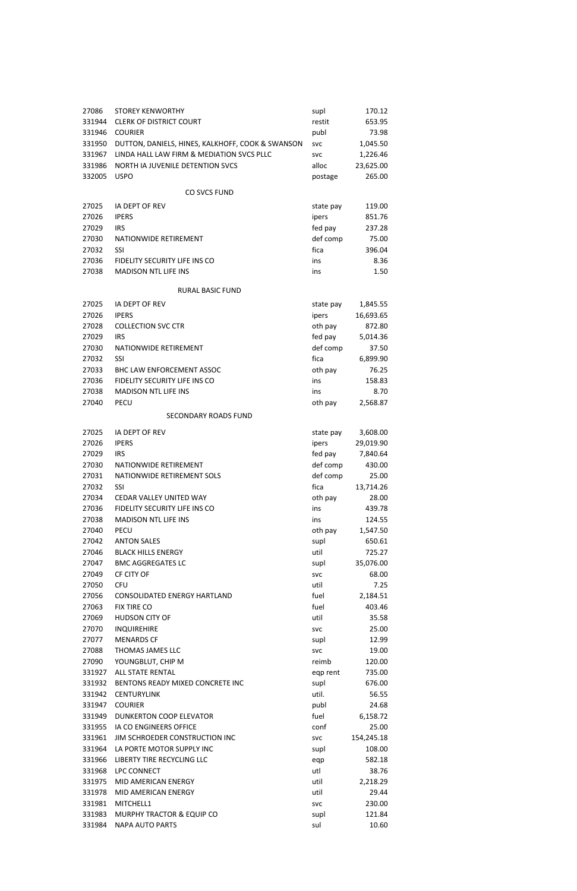| | | | |
|---|---|---|---|
| 27086 | STOREY KENWORTHY | supl | 170.12 |
| 331944 | CLERK OF DISTRICT COURT | restit | 653.95 |
| 331946 | COURIER | publ | 73.98 |
| 331950 | DUTTON, DANIELS, HINES, KALKHOFF, COOK & SWANSON | svc | 1,045.50 |
| 331967 | LINDA HALL LAW FIRM & MEDIATION SVCS PLLC | svc | 1,226.46 |
| 331986 | NORTH IA JUVENILE DETENTION SVCS | alloc | 23,625.00 |
| 332005 | USPO | postage | 265.00 |

CO SVCS FUND

| | | | |
|---|---|---|---|
| 27025 | IA DEPT OF REV | state pay | 119.00 |
| 27026 | IPERS | ipers | 851.76 |
| 27029 | IRS | fed pay | 237.28 |
| 27030 | NATIONWIDE RETIREMENT | def comp | 75.00 |
| 27032 | SSI | fica | 396.04 |
| 27036 | FIDELITY SECURITY LIFE INS CO | ins | 8.36 |
| 27038 | MADISON NTL LIFE INS | ins | 1.50 |

RURAL BASIC FUND

| | | | |
|---|---|---|---|
| 27025 | IA DEPT OF REV | state pay | 1,845.55 |
| 27026 | IPERS | ipers | 16,693.65 |
| 27028 | COLLECTION SVC CTR | oth pay | 872.80 |
| 27029 | IRS | fed pay | 5,014.36 |
| 27030 | NATIONWIDE RETIREMENT | def comp | 37.50 |
| 27032 | SSI | fica | 6,899.90 |
| 27033 | BHC LAW ENFORCEMENT ASSOC | oth pay | 76.25 |
| 27036 | FIDELITY SECURITY LIFE INS CO | ins | 158.83 |
| 27038 | MADISON NTL LIFE INS | ins | 8.70 |
| 27040 | PECU | oth pay | 2,568.87 |

SECONDARY ROADS FUND

| | | | |
|---|---|---|---|
| 27025 | IA DEPT OF REV | state pay | 3,608.00 |
| 27026 | IPERS | ipers | 29,019.90 |
| 27029 | IRS | fed pay | 7,840.64 |
| 27030 | NATIONWIDE RETIREMENT | def comp | 430.00 |
| 27031 | NATIONWIDE RETIREMENT SOLS | def comp | 25.00 |
| 27032 | SSI | fica | 13,714.26 |
| 27034 | CEDAR VALLEY UNITED WAY | oth pay | 28.00 |
| 27036 | FIDELITY SECURITY LIFE INS CO | ins | 439.78 |
| 27038 | MADISON NTL LIFE INS | ins | 124.55 |
| 27040 | PECU | oth pay | 1,547.50 |
| 27042 | ANTON SALES | supl | 650.61 |
| 27046 | BLACK HILLS ENERGY | util | 725.27 |
| 27047 | BMC AGGREGATES LC | supl | 35,076.00 |
| 27049 | CF CITY OF | svc | 68.00 |
| 27050 | CFU | util | 7.25 |
| 27056 | CONSOLIDATED ENERGY HARTLAND | fuel | 2,184.51 |
| 27063 | FIX TIRE CO | fuel | 403.46 |
| 27069 | HUDSON CITY OF | util | 35.58 |
| 27070 | INQUIREHIRE | svc | 25.00 |
| 27077 | MENARDS CF | supl | 12.99 |
| 27088 | THOMAS JAMES LLC | svc | 19.00 |
| 27090 | YOUNGBLUT, CHIP M | reimb | 120.00 |
| 331927 | ALL STATE RENTAL | eqp rent | 735.00 |
| 331932 | BENTONS READY MIXED CONCRETE INC | supl | 676.00 |
| 331942 | CENTURYLINK | util. | 56.55 |
| 331947 | COURIER | publ | 24.68 |
| 331949 | DUNKERTON COOP ELEVATOR | fuel | 6,158.72 |
| 331955 | IA CO ENGINEERS OFFICE | conf | 25.00 |
| 331961 | JIM SCHROEDER CONSTRUCTION INC | svc | 154,245.18 |
| 331964 | LA PORTE MOTOR SUPPLY INC | supl | 108.00 |
| 331966 | LIBERTY TIRE RECYCLING LLC | eqp | 582.18 |
| 331968 | LPC CONNECT | utl | 38.76 |
| 331975 | MID AMERICAN ENERGY | util | 2,218.29 |
| 331978 | MID AMERICAN ENERGY | util | 29.44 |
| 331981 | MITCHELL1 | svc | 230.00 |
| 331983 | MURPHY TRACTOR & EQUIP CO | supl | 121.84 |
| 331984 | NAPA AUTO PARTS | sul | 10.60 |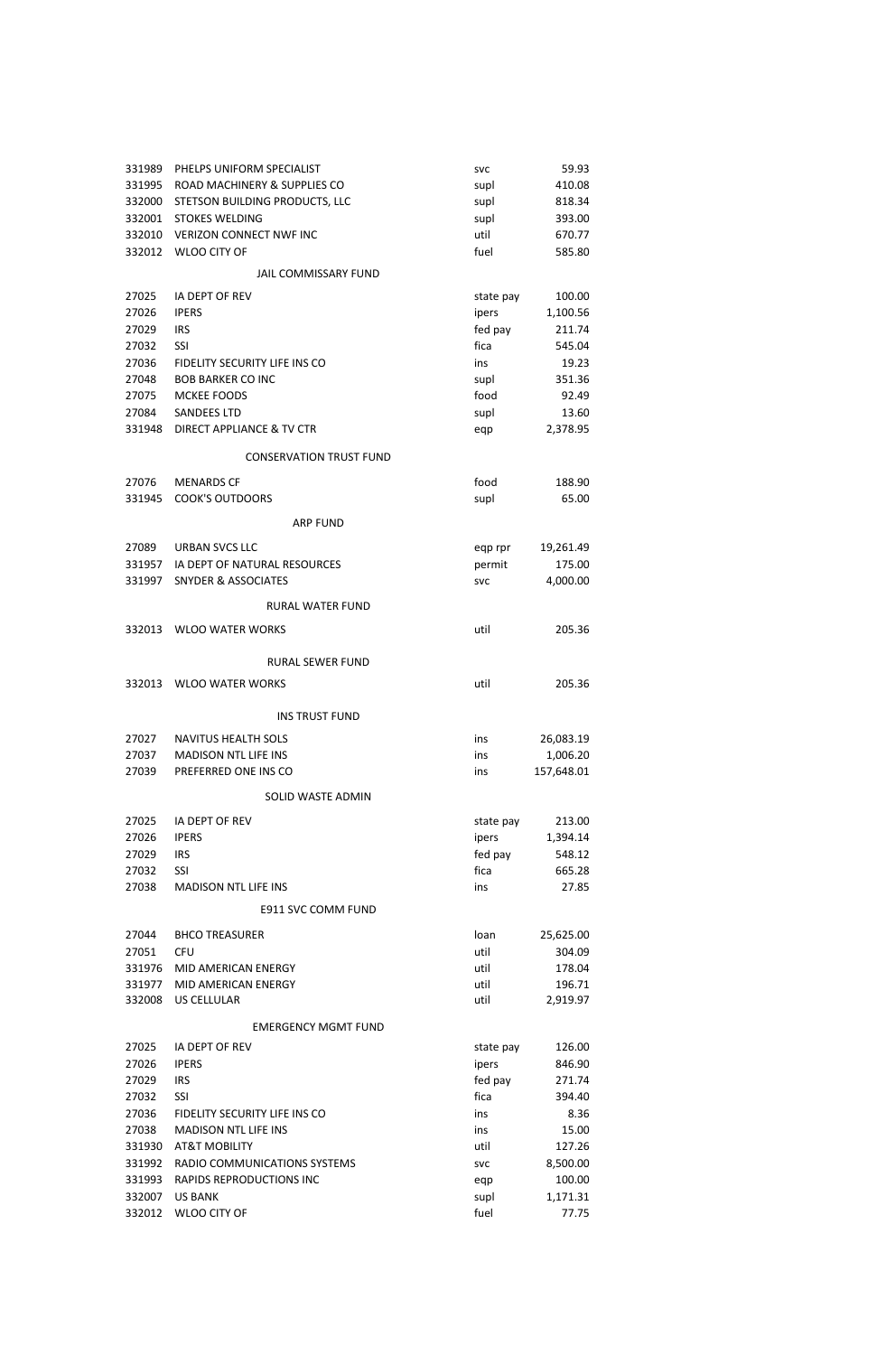| | | | |
|---|---|---|---|
| 331989 | PHELPS UNIFORM SPECIALIST | svc | 59.93 |
| 331995 | ROAD MACHINERY & SUPPLIES CO | supl | 410.08 |
| 332000 | STETSON BUILDING PRODUCTS, LLC | supl | 818.34 |
| 332001 | STOKES WELDING | supl | 393.00 |
| 332010 | VERIZON CONNECT NWF INC | util | 670.77 |
| 332012 | WLOO CITY OF | fuel | 585.80 |

## JAIL COMMISSARY FUND

| | | | |
|---|---|---|---|
| 27025 | IA DEPT OF REV | state pay | 100.00 |
| 27026 | IPERS | ipers | 1,100.56 |
| 27029 | IRS | fed pay | 211.74 |
| 27032 | SSI | fica | 545.04 |
| 27036 | FIDELITY SECURITY LIFE INS CO | ins | 19.23 |
| 27048 | BOB BARKER CO INC | supl | 351.36 |
| 27075 | MCKEE FOODS | food | 92.49 |
| 27084 | SANDEES LTD | supl | 13.60 |
| 331948 | DIRECT APPLIANCE & TV CTR | eqp | 2,378.95 |

## CONSERVATION TRUST FUND

| | | | |
|---|---|---|---|
| 27076 | MENARDS CF | food | 188.90 |
| 331945 | COOK'S OUTDOORS | supl | 65.00 |

## ARP FUND

| | | | |
|---|---|---|---|
| 27089 | URBAN SVCS LLC | eqp rpr | 19,261.49 |
| 331957 | IA DEPT OF NATURAL RESOURCES | permit | 175.00 |
| 331997 | SNYDER & ASSOCIATES | svc | 4,000.00 |

## RURAL WATER FUND

| | | | |
|---|---|---|---|
| 332013 | WLOO WATER WORKS | util | 205.36 |

## RURAL SEWER FUND

| | | | |
|---|---|---|---|
| 332013 | WLOO WATER WORKS | util | 205.36 |

## INS TRUST FUND

| | | | |
|---|---|---|---|
| 27027 | NAVITUS HEALTH SOLS | ins | 26,083.19 |
| 27037 | MADISON NTL LIFE INS | ins | 1,006.20 |
| 27039 | PREFERRED ONE INS CO | ins | 157,648.01 |

## SOLID WASTE ADMIN

| | | | |
|---|---|---|---|
| 27025 | IA DEPT OF REV | state pay | 213.00 |
| 27026 | IPERS | ipers | 1,394.14 |
| 27029 | IRS | fed pay | 548.12 |
| 27032 | SSI | fica | 665.28 |
| 27038 | MADISON NTL LIFE INS | ins | 27.85 |

## E911 SVC COMM FUND

| | | | |
|---|---|---|---|
| 27044 | BHCO TREASURER | loan | 25,625.00 |
| 27051 | CFU | util | 304.09 |
| 331976 | MID AMERICAN ENERGY | util | 178.04 |
| 331977 | MID AMERICAN ENERGY | util | 196.71 |
| 332008 | US CELLULAR | util | 2,919.97 |

## EMERGENCY MGMT FUND

| | | | |
|---|---|---|---|
| 27025 | IA DEPT OF REV | state pay | 126.00 |
| 27026 | IPERS | ipers | 846.90 |
| 27029 | IRS | fed pay | 271.74 |
| 27032 | SSI | fica | 394.40 |
| 27036 | FIDELITY SECURITY LIFE INS CO | ins | 8.36 |
| 27038 | MADISON NTL LIFE INS | ins | 15.00 |
| 331930 | AT&T MOBILITY | util | 127.26 |
| 331992 | RADIO COMMUNICATIONS SYSTEMS | svc | 8,500.00 |
| 331993 | RAPIDS REPRODUCTIONS INC | eqp | 100.00 |
| 332007 | US BANK | supl | 1,171.31 |
| 332012 | WLOO CITY OF | fuel | 77.75 |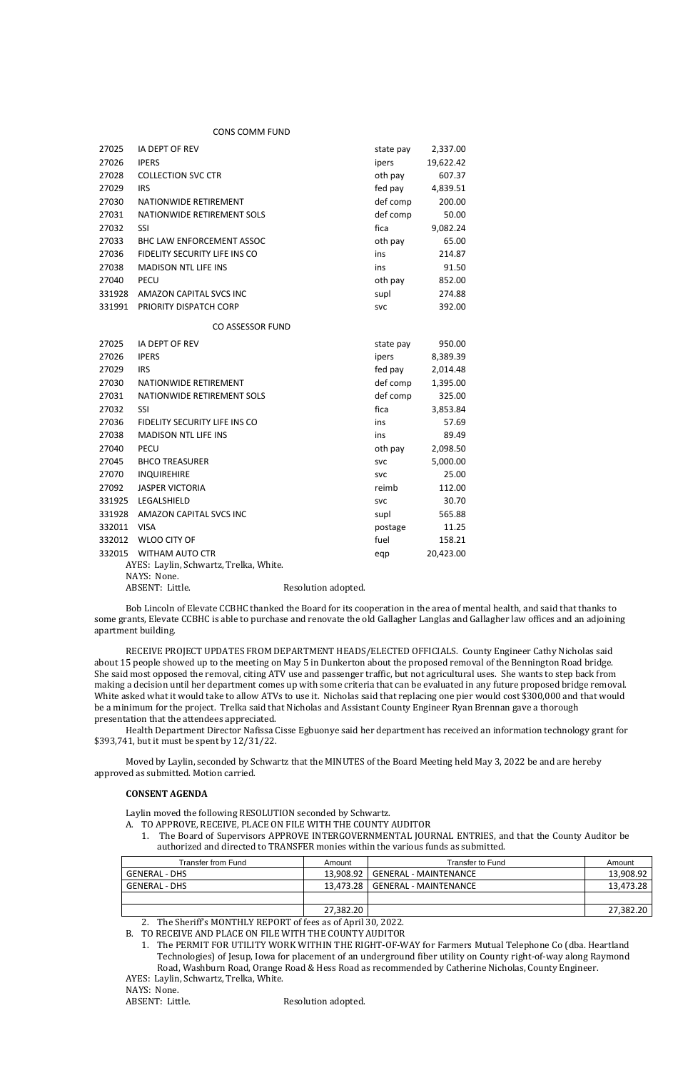CONS COMM FUND

| | | | |
|---|---|---|---|
| 27025 | IA DEPT OF REV | state pay | 2,337.00 |
| 27026 | IPERS | ipers | 19,622.42 |
| 27028 | COLLECTION SVC CTR | oth pay | 607.37 |
| 27029 | IRS | fed pay | 4,839.51 |
| 27030 | NATIONWIDE RETIREMENT | def comp | 200.00 |
| 27031 | NATIONWIDE RETIREMENT SOLS | def comp | 50.00 |
| 27032 | SSI | fica | 9,082.24 |
| 27033 | BHC LAW ENFORCEMENT ASSOC | oth pay | 65.00 |
| 27036 | FIDELITY SECURITY LIFE INS CO | ins | 214.87 |
| 27038 | MADISON NTL LIFE INS | ins | 91.50 |
| 27040 | PECU | oth pay | 852.00 |
| 331928 | AMAZON CAPITAL SVCS INC | supl | 274.88 |
| 331991 | PRIORITY DISPATCH CORP | svc | 392.00 |

CO ASSESSOR FUND

| | | | |
|---|---|---|---|
| 27025 | IA DEPT OF REV | state pay | 950.00 |
| 27026 | IPERS | ipers | 8,389.39 |
| 27029 | IRS | fed pay | 2,014.48 |
| 27030 | NATIONWIDE RETIREMENT | def comp | 1,395.00 |
| 27031 | NATIONWIDE RETIREMENT SOLS | def comp | 325.00 |
| 27032 | SSI | fica | 3,853.84 |
| 27036 | FIDELITY SECURITY LIFE INS CO | ins | 57.69 |
| 27038 | MADISON NTL LIFE INS | ins | 89.49 |
| 27040 | PECU | oth pay | 2,098.50 |
| 27045 | BHCO TREASURER | svc | 5,000.00 |
| 27070 | INQUIREHIRE | svc | 25.00 |
| 27092 | JASPER VICTORIA | reimb | 112.00 |
| 331925 | LEGALSHIELD | svc | 30.70 |
| 331928 | AMAZON CAPITAL SVCS INC | supl | 565.88 |
| 332011 | VISA | postage | 11.25 |
| 332012 | WLOO CITY OF | fuel | 158.21 |
| 332015 | WITHAM AUTO CTR | eqp | 20,423.00 |

AYES: Laylin, Schwartz, Trelka, White.
NAYS: None.
ABSENT: Little. Resolution adopted.

Bob Lincoln of Elevate CCBHC thanked the Board for its cooperation in the area of mental health, and said that thanks to some grants, Elevate CCBHC is able to purchase and renovate the old Gallagher Langlas and Gallagher law offices and an adjoining apartment building.

RECEIVE PROJECT UPDATES FROM DEPARTMENT HEADS/ELECTED OFFICIALS. County Engineer Cathy Nicholas said about 15 people showed up to the meeting on May 5 in Dunkerton about the proposed removal of the Bennington Road bridge. She said most opposed the removal, citing ATV use and passenger traffic, but not agricultural uses. She wants to step back from making a decision until her department comes up with some criteria that can be evaluated in any future proposed bridge removal. White asked what it would take to allow ATVs to use it. Nicholas said that replacing one pier would cost $300,000 and that would be a minimum for the project. Trelka said that Nicholas and Assistant County Engineer Ryan Brennan gave a thorough presentation that the attendees appreciated.

Health Department Director Nafissa Cisse Egbuonye said her department has received an information technology grant for $393,741, but it must be spent by 12/31/22.

Moved by Laylin, seconded by Schwartz that the MINUTES of the Board Meeting held May 3, 2022 be and are hereby approved as submitted. Motion carried.

**CONSENT AGENDA**

Laylin moved the following RESOLUTION seconded by Schwartz.

A. TO APPROVE, RECEIVE, PLACE ON FILE WITH THE COUNTY AUDITOR
   1. The Board of Supervisors APPROVE INTERGOVERNMENTAL JOURNAL ENTRIES, and that the County Auditor be authorized and directed to TRANSFER monies within the various funds as submitted.

| Transfer from Fund | Amount | Transfer to Fund | Amount |
|---|---|---|---|
| GENERAL - DHS | 13,908.92 | GENERAL - MAINTENANCE | 13,908.92 |
| GENERAL - DHS | 13,473.28 | GENERAL - MAINTENANCE | 13,473.28 |
| | | | |
| | 27,382.20 | | 27,382.20 |

   2. The Sheriff's MONTHLY REPORT of fees as of April 30, 2022.

B. TO RECEIVE AND PLACE ON FILE WITH THE COUNTY AUDITOR
   1. The PERMIT FOR UTILITY WORK WITHIN THE RIGHT-OF-WAY for Farmers Mutual Telephone Co (dba. Heartland Technologies) of Jesup, Iowa for placement of an underground fiber utility on County right-of-way along Raymond Road, Washburn Road, Orange Road & Hess Road as recommended by Catherine Nicholas, County Engineer.

AYES: Laylin, Schwartz, Trelka, White.
NAYS: None.
ABSENT: Little. Resolution adopted.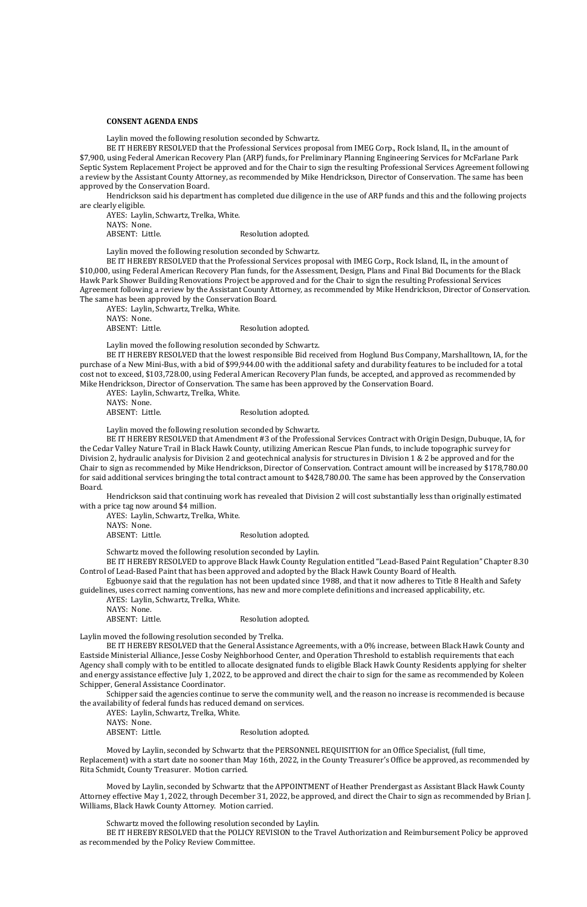**CONSENT AGENDA ENDS**

Laylin moved the following resolution seconded by Schwartz.

BE IT HEREBY RESOLVED that the Professional Services proposal from IMEG Corp., Rock Island, IL, in the amount of $7,900, using Federal American Recovery Plan (ARP) funds, for Preliminary Planning Engineering Services for McFarlane Park Septic System Replacement Project be approved and for the Chair to sign the resulting Professional Services Agreement following a review by the Assistant County Attorney, as recommended by Mike Hendrickson, Director of Conservation. The same has been approved by the Conservation Board.

Hendrickson said his department has completed due diligence in the use of ARP funds and this and the following projects are clearly eligible.

AYES: Laylin, Schwartz, Trelka, White.
NAYS: None.
ABSENT: Little. Resolution adopted.

Laylin moved the following resolution seconded by Schwartz.

BE IT HEREBY RESOLVED that the Professional Services proposal with IMEG Corp., Rock Island, IL, in the amount of $10,000, using Federal American Recovery Plan funds, for the Assessment, Design, Plans and Final Bid Documents for the Black Hawk Park Shower Building Renovations Project be approved and for the Chair to sign the resulting Professional Services Agreement following a review by the Assistant County Attorney, as recommended by Mike Hendrickson, Director of Conservation. The same has been approved by the Conservation Board.

AYES: Laylin, Schwartz, Trelka, White.
NAYS: None.
ABSENT: Little. Resolution adopted.

Laylin moved the following resolution seconded by Schwartz.

BE IT HEREBY RESOLVED that the lowest responsible Bid received from Hoglund Bus Company, Marshalltown, IA, for the purchase of a New Mini-Bus, with a bid of $99,944.00 with the additional safety and durability features to be included for a total cost not to exceed, $103,728.00, using Federal American Recovery Plan funds, be accepted, and approved as recommended by Mike Hendrickson, Director of Conservation. The same has been approved by the Conservation Board.

AYES: Laylin, Schwartz, Trelka, White.
NAYS: None.
ABSENT: Little. Resolution adopted.

Laylin moved the following resolution seconded by Schwartz.

BE IT HEREBY RESOLVED that Amendment #3 of the Professional Services Contract with Origin Design, Dubuque, IA, for the Cedar Valley Nature Trail in Black Hawk County, utilizing American Rescue Plan funds, to include topographic survey for Division 2, hydraulic analysis for Division 2 and geotechnical analysis for structures in Division 1 & 2 be approved and for the Chair to sign as recommended by Mike Hendrickson, Director of Conservation. Contract amount will be increased by $178,780.00 for said additional services bringing the total contract amount to $428,780.00. The same has been approved by the Conservation Board.

Hendrickson said that continuing work has revealed that Division 2 will cost substantially less than originally estimated with a price tag now around $4 million.

AYES: Laylin, Schwartz, Trelka, White.
NAYS: None.
ABSENT: Little. Resolution adopted.

Schwartz moved the following resolution seconded by Laylin.

BE IT HEREBY RESOLVED to approve Black Hawk County Regulation entitled "Lead-Based Paint Regulation" Chapter 8.30 Control of Lead-Based Paint that has been approved and adopted by the Black Hawk County Board of Health.

Egbuonye said that the regulation has not been updated since 1988, and that it now adheres to Title 8 Health and Safety guidelines, uses correct naming conventions, has new and more complete definitions and increased applicability, etc.

AYES: Laylin, Schwartz, Trelka, White.
NAYS: None.
ABSENT: Little. Resolution adopted.

Laylin moved the following resolution seconded by Trelka.

BE IT HEREBY RESOLVED that the General Assistance Agreements, with a 0% increase, between Black Hawk County and Eastside Ministerial Alliance, Jesse Cosby Neighborhood Center, and Operation Threshold to establish requirements that each Agency shall comply with to be entitled to allocate designated funds to eligible Black Hawk County Residents applying for shelter and energy assistance effective July 1, 2022, to be approved and direct the chair to sign for the same as recommended by Koleen Schipper, General Assistance Coordinator.

Schipper said the agencies continue to serve the community well, and the reason no increase is recommended is because the availability of federal funds has reduced demand on services.

AYES: Laylin, Schwartz, Trelka, White.
NAYS: None.
ABSENT: Little. Resolution adopted.

Moved by Laylin, seconded by Schwartz that the PERSONNEL REQUISITION for an Office Specialist, (full time, Replacement) with a start date no sooner than May 16th, 2022, in the County Treasurer's Office be approved, as recommended by Rita Schmidt, County Treasurer. Motion carried.

Moved by Laylin, seconded by Schwartz that the APPOINTMENT of Heather Prendergast as Assistant Black Hawk County Attorney effective May 1, 2022, through December 31, 2022, be approved, and direct the Chair to sign as recommended by Brian J. Williams, Black Hawk County Attorney. Motion carried.

Schwartz moved the following resolution seconded by Laylin.

BE IT HEREBY RESOLVED that the POLICY REVISION to the Travel Authorization and Reimbursement Policy be approved as recommended by the Policy Review Committee.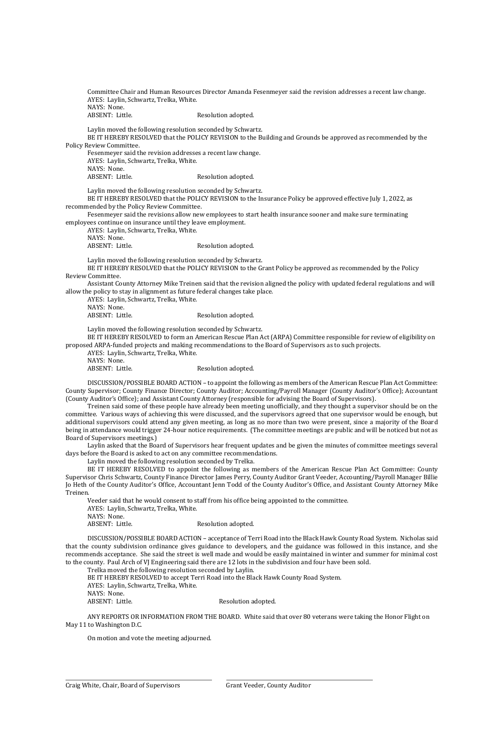Committee Chair and Human Resources Director Amanda Fesenmeyer said the revision addresses a recent law change.
AYES: Laylin, Schwartz, Trelka, White.
NAYS: None.
ABSENT: Little. Resolution adopted.

Laylin moved the following resolution seconded by Schwartz.
BE IT HEREBY RESOLVED that the POLICY REVISION to the Building and Grounds be approved as recommended by the Policy Review Committee.
Fesenmeyer said the revision addresses a recent law change.
AYES: Laylin, Schwartz, Trelka, White.
NAYS: None.
ABSENT: Little. Resolution adopted.

Laylin moved the following resolution seconded by Schwartz.
BE IT HEREBY RESOLVED that the POLICY REVISION to the Insurance Policy be approved effective July 1, 2022, as recommended by the Policy Review Committee.
Fesenmeyer said the revisions allow new employees to start health insurance sooner and make sure terminating employees continue on insurance until they leave employment.
AYES: Laylin, Schwartz, Trelka, White.
NAYS: None.
ABSENT: Little. Resolution adopted.

Laylin moved the following resolution seconded by Schwartz.
BE IT HEREBY RESOLVED that the POLICY REVISION to the Grant Policy be approved as recommended by the Policy Review Committee.
Assistant County Attorney Mike Treinen said that the revision aligned the policy with updated federal regulations and will allow the policy to stay in alignment as future federal changes take place.
AYES: Laylin, Schwartz, Trelka, White.
NAYS: None.
ABSENT: Little. Resolution adopted.

Laylin moved the following resolution seconded by Schwartz.
BE IT HEREBY RESOLVED to form an American Rescue Plan Act (ARPA) Committee responsible for review of eligibility on proposed ARPA-funded projects and making recommendations to the Board of Supervisors as to such projects.
AYES: Laylin, Schwartz, Trelka, White.
NAYS: None.
ABSENT: Little. Resolution adopted.

DISCUSSION/POSSIBLE BOARD ACTION – to appoint the following as members of the American Rescue Plan Act Committee: County Supervisor; County Finance Director; County Auditor; Accounting/Payroll Manager (County Auditor's Office); Accountant (County Auditor's Office); and Assistant County Attorney (responsible for advising the Board of Supervisors).
Treinen said some of these people have already been meeting unofficially, and they thought a supervisor should be on the committee. Various ways of achieving this were discussed, and the supervisors agreed that one supervisor would be enough, but additional supervisors could attend any given meeting, as long as no more than two were present, since a majority of the Board being in attendance would trigger 24-hour notice requirements. (The committee meetings are public and will be noticed but not as Board of Supervisors meetings.)
Laylin asked that the Board of Supervisors hear frequent updates and be given the minutes of committee meetings several days before the Board is asked to act on any committee recommendations.
Laylin moved the following resolution seconded by Trelka.
BE IT HEREBY RESOLVED to appoint the following as members of the American Rescue Plan Act Committee: County Supervisor Chris Schwartz, County Finance Director James Perry, County Auditor Grant Veeder, Accounting/Payroll Manager Billie Jo Heth of the County Auditor's Office, Accountant Jenn Todd of the County Auditor's Office, and Assistant County Attorney Mike Treinen.
Veeder said that he would consent to staff from his office being appointed to the committee.
AYES: Laylin, Schwartz, Trelka, White.
NAYS: None.
ABSENT: Little. Resolution adopted.

DISCUSSION/POSSIBLE BOARD ACTION – acceptance of Terri Road into the Black Hawk County Road System. Nicholas said that the county subdivision ordinance gives guidance to developers, and the guidance was followed in this instance, and she recommends acceptance. She said the street is well made and would be easily maintained in winter and summer for minimal cost to the county. Paul Arch of VJ Engineering said there are 12 lots in the subdivision and four have been sold.
Trelka moved the following resolution seconded by Laylin.
BE IT HEREBY RESOLVED to accept Terri Road into the Black Hawk County Road System.
AYES: Laylin, Schwartz, Trelka, White.
NAYS: None.
ABSENT: Little. Resolution adopted.

ANY REPORTS OR INFORMATION FROM THE BOARD. White said that over 80 veterans were taking the Honor Flight on May 11 to Washington D.C.

On motion and vote the meeting adjourned.

\_\_\_\_\_\_\_\_\_\_\_\_\_\_\_\_\_\_\_\_\_\_\_\_\_\_\_\_\_\_\_\_\_\_\_\_ \_\_\_\_\_\_\_\_\_\_\_\_\_\_\_\_\_\_\_\_\_\_\_\_\_\_\_\_\_\_\_\_\_\_\_\_

Craig White, Chair, Board of Supervisors Grant Veeder, County Auditor